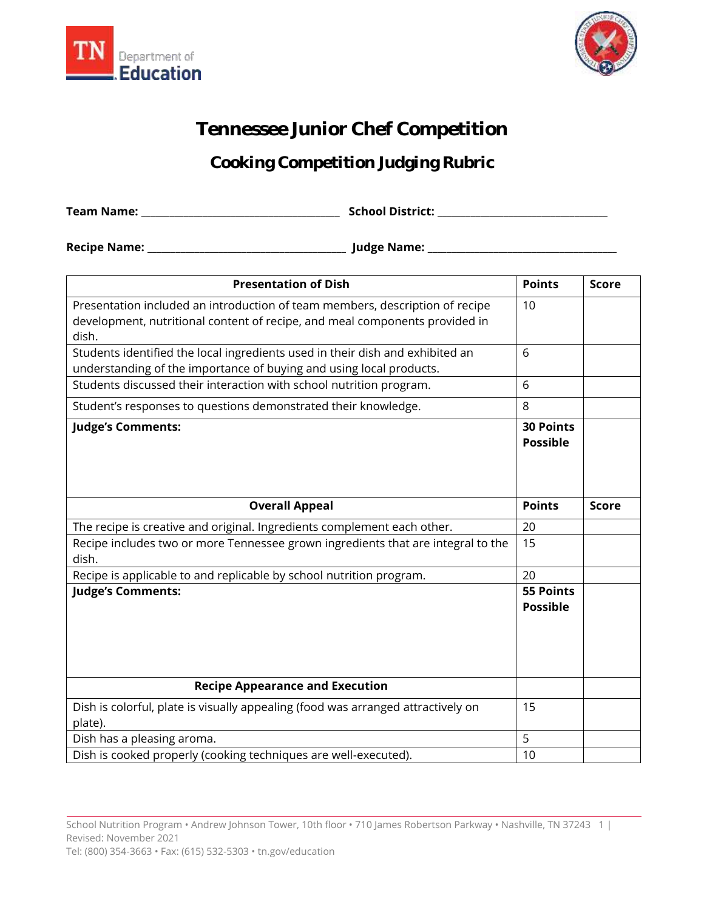# Tennessee Junior Chef Competition

## Cooking Competition Judging Rubric

**Team Name:** ___________________________________ **School District:** ______________________________

**Recipe Name:** ___________________________________ **Judge Name:** ________________________________

| **Presentation of Dish** | **Points** | **Score** |
|---|---|---|
| Presentation included an introduction of team members, description of recipe development, nutritional content of recipe, and meal components provided in dish. | 10 | |
| Students identified the local ingredients used in their dish and exhibited an understanding of the importance of buying and using local products. | 6 | |
| Students discussed their interaction with school nutrition program. | 6 | |
| Student's responses to questions demonstrated their knowledge. | 8 | |
| **Judge's Comments:** | **30 Points Possible** | |
| **Overall Appeal** | **Points** | **Score** |
| The recipe is creative and original. Ingredients complement each other. | 20 | |
| Recipe includes two or more Tennessee grown ingredients that are integral to the dish. | 15 | |
| Recipe is applicable to and replicable by school nutrition program. | 20 | |
| **Judge's Comments:** | **55 Points Possible** | |
| **Recipe Appearance and Execution** | | |
| Dish is colorful, plate is visually appealing (food was arranged attractively on plate). | 15 | |
| Dish has a pleasing aroma. | 5 | |
| Dish is cooked properly (cooking techniques are well-executed). | 10 | |

School Nutrition Program • Andrew Johnson Tower, 10th floor • 710 James Robertson Parkway • Nashville, TN 37243
Revised: November 2021
Tel: (800) 354-3663 • Fax: (615) 532-5303 • tn.gov/education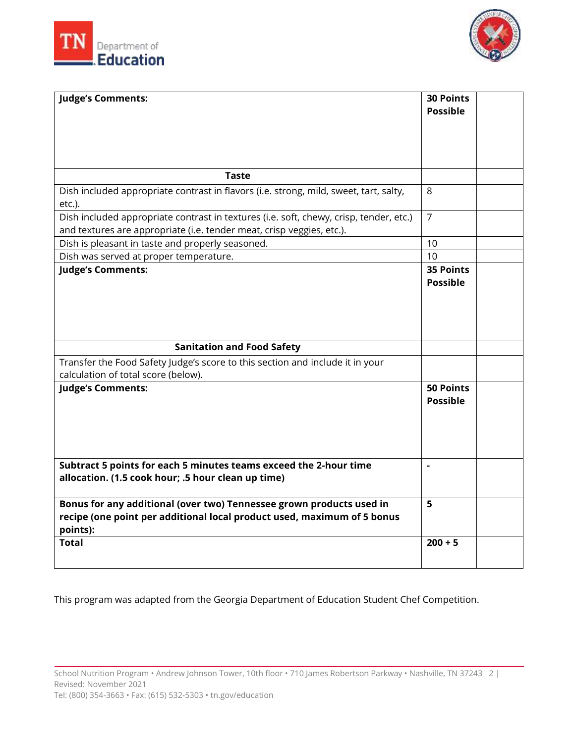| | | |
|---|---|---|
| **Judge's Comments:** | **30 Points Possible** | |
| **Taste** | | |
| Dish included appropriate contrast in flavors (i.e. strong, mild, sweet, tart, salty, etc.). | 8 | |
| Dish included appropriate contrast in textures (i.e. soft, chewy, crisp, tender, etc.) and textures are appropriate (i.e. tender meat, crisp veggies, etc.). | 7 | |
| Dish is pleasant in taste and properly seasoned. | 10 | |
| Dish was served at proper temperature. | 10 | |
| **Judge's Comments:** | **35 Points Possible** | |
| **Sanitation and Food Safety** | | |
| Transfer the Food Safety Judge's score to this section and include it in your calculation of total score (below). | | |
| **Judge's Comments:** | **50 Points Possible** | |
| **Subtract 5 points for each 5 minutes teams exceed the 2-hour time allocation. (1.5 cook hour; .5 hour clean up time)** | **-** | |
| **Bonus for any additional (over two) Tennessee grown products used in recipe (one point per additional local product used, maximum of 5 bonus points):** | **5** | |
| **Total** | **200 + 5** | |

This program was adapted from the Georgia Department of Education Student Chef Competition.

School Nutrition Program • Andrew Johnson Tower, 10th floor • 710 James Robertson Parkway • Nashville, TN 37243
Revised: November 2021
Tel: (800) 354-3663 • Fax: (615) 532-5303 • tn.gov/education